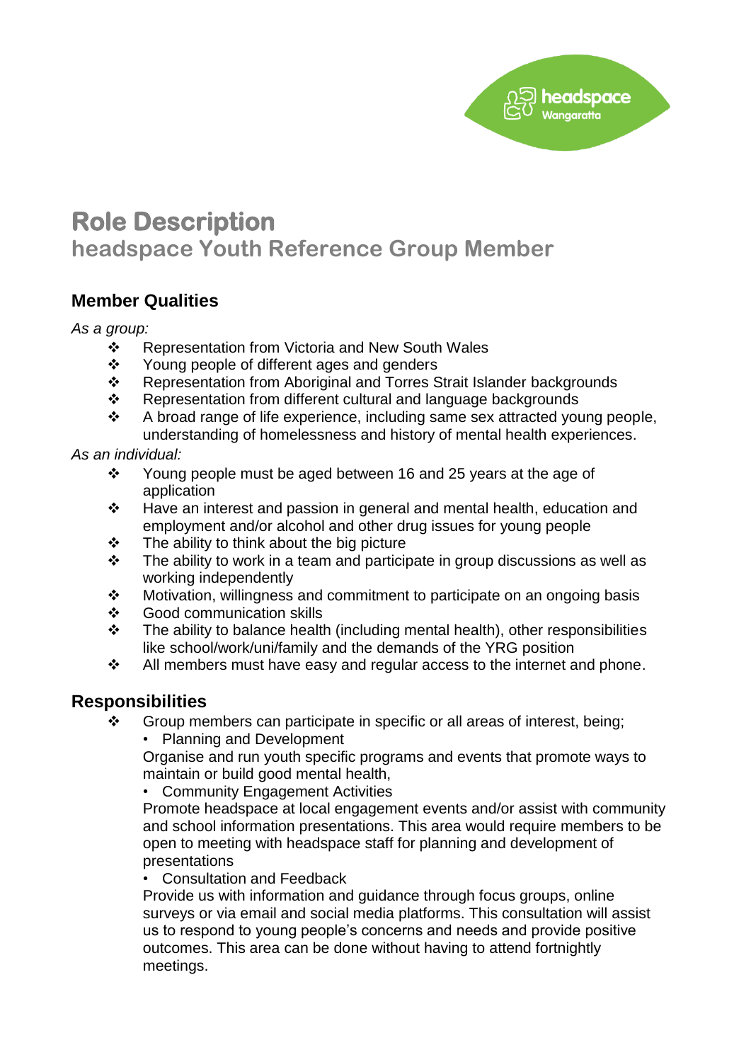# Role Description

## headspace Youth Reference Group Member

### Member Qualities

*As a group:*

- Representation from Victoria and New South Wales
- Young people of different ages and genders
- Representation from Aboriginal and Torres Strait Islander backgrounds
- Representation from different cultural and language backgrounds
- A broad range of life experience, including same sex attracted young people, understanding of homelessness and history of mental health experiences.

*As an individual:*

- Young people must be aged between 16 and 25 years at the age of application
- Have an interest and passion in general and mental health, education and employment and/or alcohol and other drug issues for young people
- The ability to think about the big picture
- The ability to work in a team and participate in group discussions as well as working independently
- Motivation, willingness and commitment to participate on an ongoing basis
- Good communication skills
- The ability to balance health (including mental health), other responsibilities like school/work/uni/family and the demands of the YRG position
- All members must have easy and regular access to the internet and phone.

### Responsibilities

- Group members can participate in specific or all areas of interest, being;
  - Planning and Development

  Organise and run youth specific programs and events that promote ways to maintain or build good mental health,
  - Community Engagement Activities

  Promote headspace at local engagement events and/or assist with community and school information presentations. This area would require members to be open to meeting with headspace staff for planning and development of presentations
  - Consultation and Feedback

  Provide us with information and guidance through focus groups, online surveys or via email and social media platforms. This consultation will assist us to respond to young people's concerns and needs and provide positive outcomes. This area can be done without having to attend fortnightly meetings.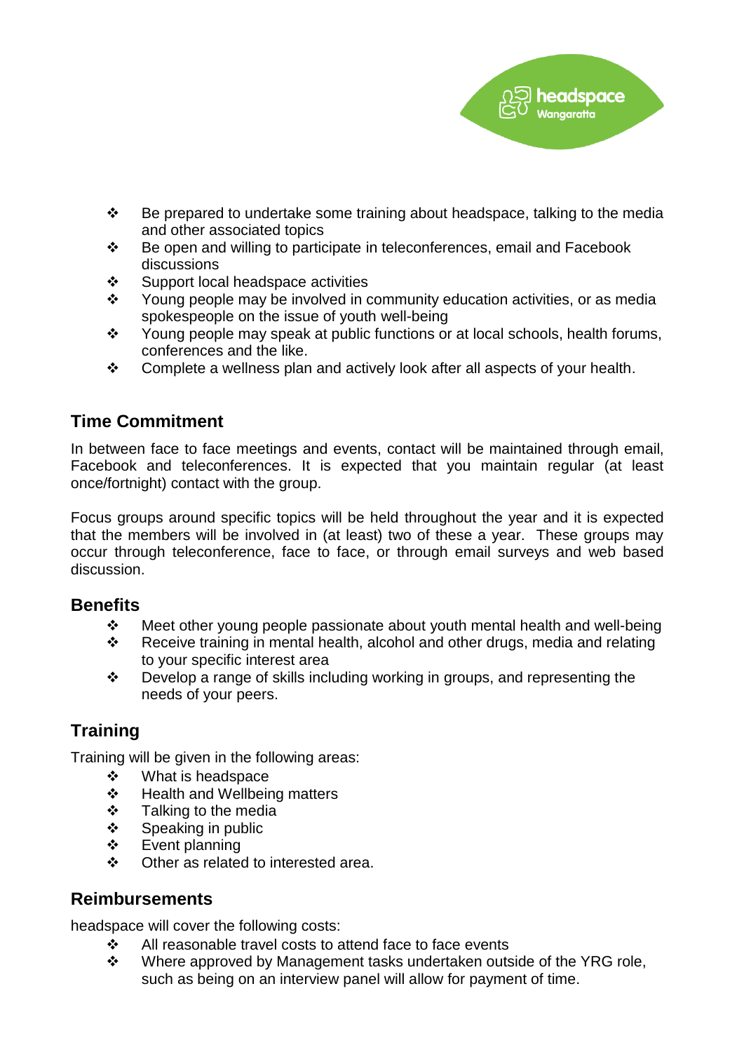- Be prepared to undertake some training about headspace, talking to the media and other associated topics
- Be open and willing to participate in teleconferences, email and Facebook discussions
- Support local headspace activities
- Young people may be involved in community education activities, or as media spokespeople on the issue of youth well-being
- Young people may speak at public functions or at local schools, health forums, conferences and the like.
- Complete a wellness plan and actively look after all aspects of your health.

## Time Commitment

In between face to face meetings and events, contact will be maintained through email, Facebook and teleconferences. It is expected that you maintain regular (at least once/fortnight) contact with the group.

Focus groups around specific topics will be held throughout the year and it is expected that the members will be involved in (at least) two of these a year. These groups may occur through teleconference, face to face, or through email surveys and web based discussion.

## Benefits

- Meet other young people passionate about youth mental health and well-being
- Receive training in mental health, alcohol and other drugs, media and relating to your specific interest area
- Develop a range of skills including working in groups, and representing the needs of your peers.

## Training

Training will be given in the following areas:

- What is headspace
- Health and Wellbeing matters
- Talking to the media
- Speaking in public
- Event planning
- Other as related to interested area.

## Reimbursements

headspace will cover the following costs:

- All reasonable travel costs to attend face to face events
- Where approved by Management tasks undertaken outside of the YRG role, such as being on an interview panel will allow for payment of time.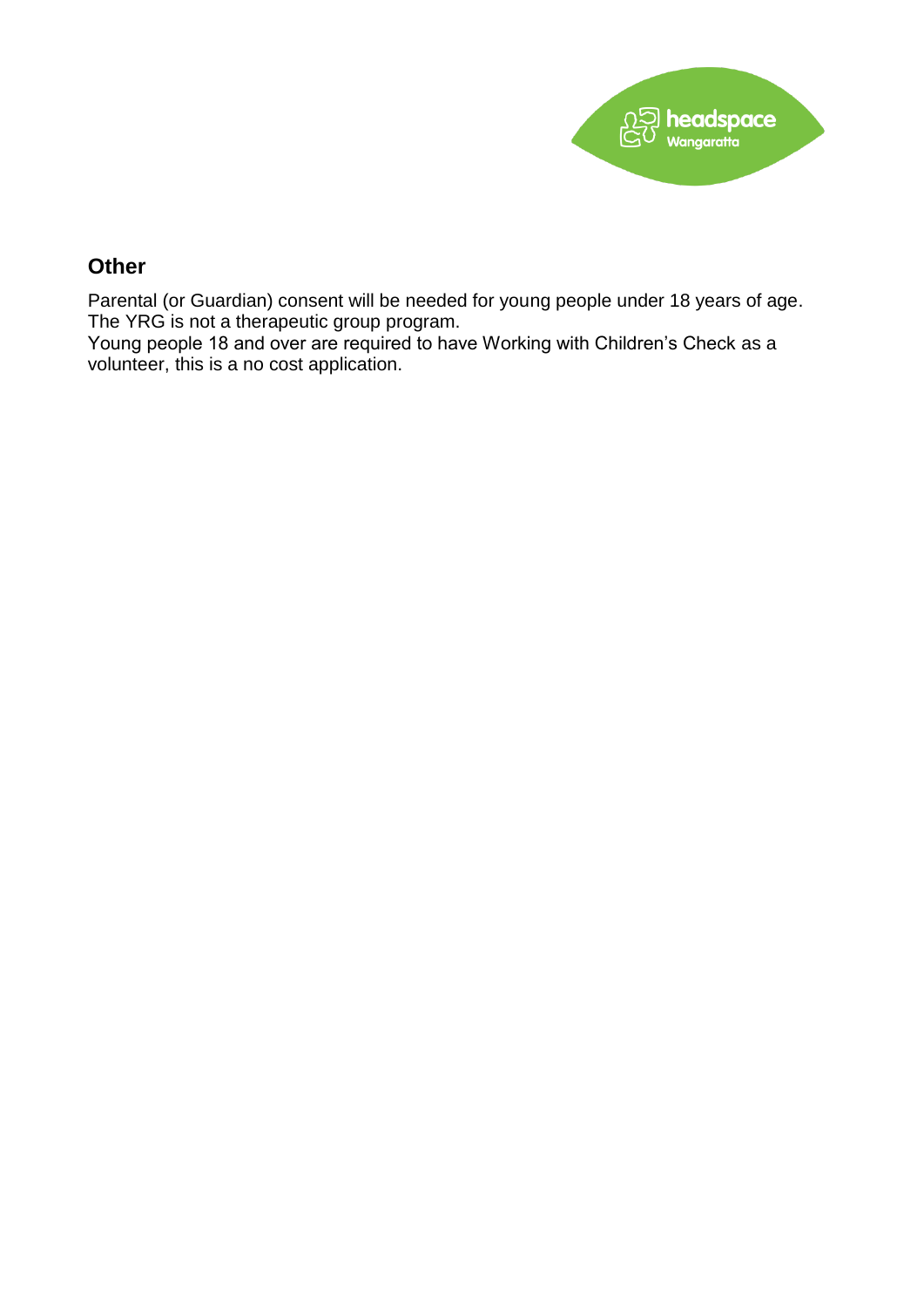## Other

Parental (or Guardian) consent will be needed for young people under 18 years of age.
The YRG is not a therapeutic group program.
Young people 18 and over are required to have Working with Children's Check as a volunteer, this is a no cost application.